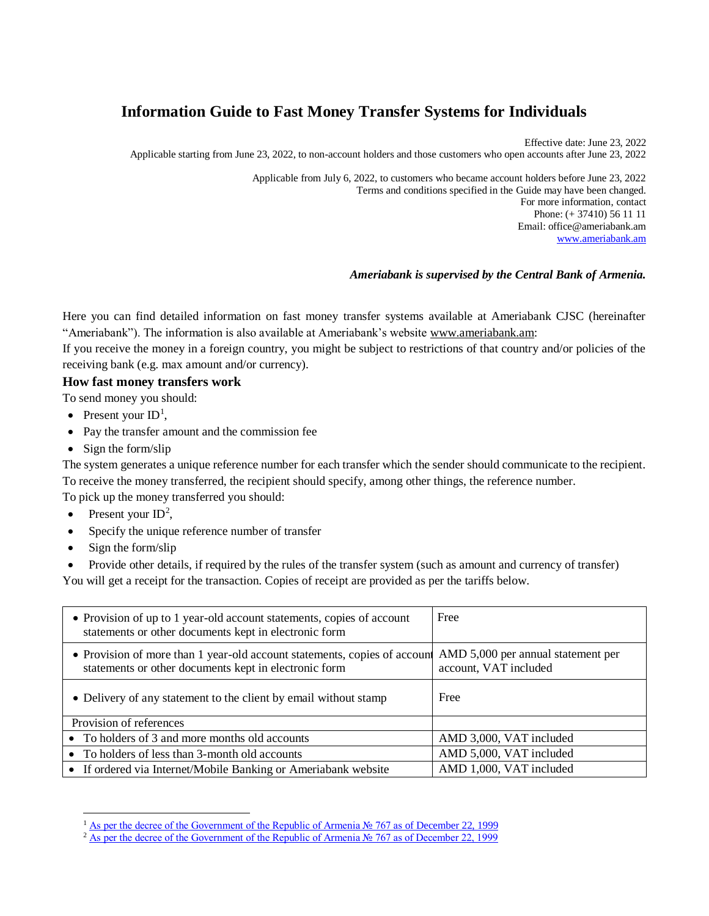# Information Guide to Fast Money Transfer Systems for Individuals

Effective date: June 23, 2022
Applicable starting from June 23, 2022, to non-account holders and those customers who open accounts after June 23, 2022

Applicable from July 6, 2022, to customers who became account holders before June 23, 2022
Terms and conditions specified in the Guide may have been changed.
For more information, contact
Phone: (+ 37410) 56 11 11
Email: office@ameriabank.am
www.ameriabank.am

***Ameriabank is supervised by the Central Bank of Armenia.***

Here you can find detailed information on fast money transfer systems available at Ameriabank CJSC (hereinafter "Ameriabank"). The information is also available at Ameriabank's website www.ameriabank.am:
If you receive the money in a foreign country, you might be subject to restrictions of that country and/or policies of the receiving bank (e.g. max amount and/or currency).

### How fast money transfers work

To send money you should:

- Present your ID[1],
- Pay the transfer amount and the commission fee
- Sign the form/slip

The system generates a unique reference number for each transfer which the sender should communicate to the recipient. To receive the money transferred, the recipient should specify, among other things, the reference number.
To pick up the money transferred you should:

- Present your ID[2],
- Specify the unique reference number of transfer
- Sign the form/slip
- Provide other details, if required by the rules of the transfer system (such as amount and currency of transfer)

You will get a receipt for the transaction. Copies of receipt are provided as per the tariffs below.

| | |
|---|---|
| • Provision of up to 1 year-old account statements, copies of account statements or other documents kept in electronic form | Free |
| • Provision of more than 1 year-old account statements, copies of account statements or other documents kept in electronic form | AMD 5,000 per annual statement per account, VAT included |
| • Delivery of any statement to the client by email without stamp | Free |
| Provision of references | |
| • To holders of 3 and more months old accounts | AMD 3,000, VAT included |
| • To holders of less than 3-month old accounts | AMD 5,000, VAT included |
| • If ordered via Internet/Mobile Banking or Ameriabank website | AMD 1,000, VAT included |

[1] As per the decree of the Government of the Republic of Armenia № 767 as of December 22, 1999
[2] As per the decree of the Government of the Republic of Armenia № 767 as of December 22, 1999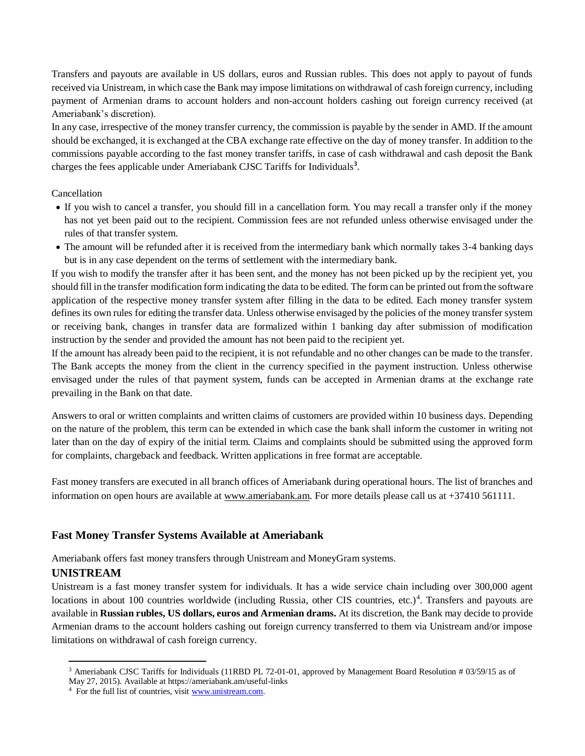Transfers and payouts are available in US dollars, euros and Russian rubles. This does not apply to payout of funds received via Unistream, in which case the Bank may impose limitations on withdrawal of cash foreign currency, including payment of Armenian drams to account holders and non-account holders cashing out foreign currency received (at Ameriabank's discretion).

In any case, irrespective of the money transfer currency, the commission is payable by the sender in AMD. If the amount should be exchanged, it is exchanged at the CBA exchange rate effective on the day of money transfer. In addition to the commissions payable according to the fast money transfer tariffs, in case of cash withdrawal and cash deposit the Bank charges the fees applicable under Ameriabank CJSC Tariffs for Individuals[3].

Cancellation

- If you wish to cancel a transfer, you should fill in a cancellation form. You may recall a transfer only if the money has not yet been paid out to the recipient. Commission fees are not refunded unless otherwise envisaged under the rules of that transfer system.
- The amount will be refunded after it is received from the intermediary bank which normally takes 3-4 banking days but is in any case dependent on the terms of settlement with the intermediary bank.

If you wish to modify the transfer after it has been sent, and the money has not been picked up by the recipient yet, you should fill in the transfer modification form indicating the data to be edited. The form can be printed out from the software application of the respective money transfer system after filling in the data to be edited. Each money transfer system defines its own rules for editing the transfer data. Unless otherwise envisaged by the policies of the money transfer system or receiving bank, changes in transfer data are formalized within 1 banking day after submission of modification instruction by the sender and provided the amount has not been paid to the recipient yet.

If the amount has already been paid to the recipient, it is not refundable and no other changes can be made to the transfer. The Bank accepts the money from the client in the currency specified in the payment instruction. Unless otherwise envisaged under the rules of that payment system, funds can be accepted in Armenian drams at the exchange rate prevailing in the Bank on that date.

Answers to oral or written complaints and written claims of customers are provided within 10 business days. Depending on the nature of the problem, this term can be extended in which case the bank shall inform the customer in writing not later than on the day of expiry of the initial term. Claims and complaints should be submitted using the approved form for complaints, chargeback and feedback. Written applications in free format are acceptable.

Fast money transfers are executed in all branch offices of Ameriabank during operational hours. The list of branches and information on open hours are available at www.ameriabank.am. For more details please call us at +37410 561111.

## Fast Money Transfer Systems Available at Ameriabank

Ameriabank offers fast money transfers through Unistream and MoneyGram systems.

### UNISTREAM

Unistream is a fast money transfer system for individuals. It has a wide service chain including over 300,000 agent locations in about 100 countries worldwide (including Russia, other CIS countries, etc.)[4]. Transfers and payouts are available in **Russian rubles, US dollars, euros and Armenian drams.** At its discretion, the Bank may decide to provide Armenian drams to the account holders cashing out foreign currency transferred to them via Unistream and/or impose limitations on withdrawal of cash foreign currency.

---

[3] Ameriabank CJSC Tariffs for Individuals (11RBD PL 72-01-01, approved by Management Board Resolution # 03/59/15 as of May 27, 2015). Available at https://ameriabank.am/useful-links

[4] For the full list of countries, visit www.unistream.com.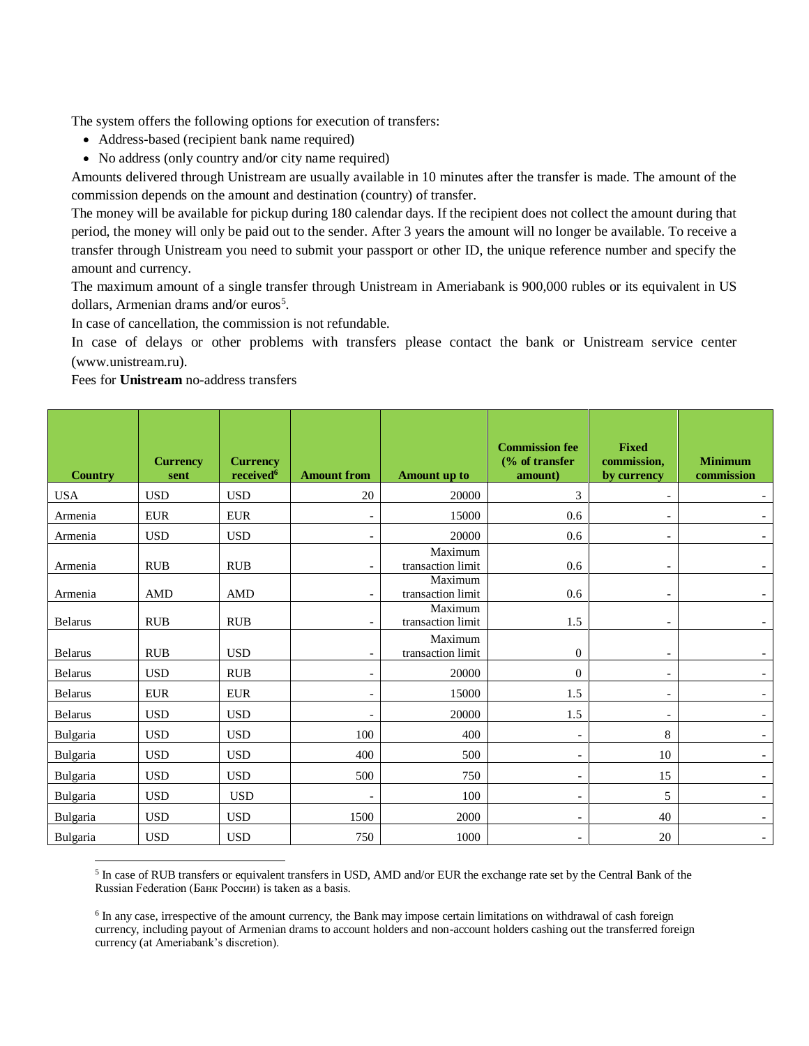The system offers the following options for execution of transfers:

- Address-based (recipient bank name required)
- No address (only country and/or city name required)

Amounts delivered through Unistream are usually available in 10 minutes after the transfer is made. The amount of the commission depends on the amount and destination (country) of transfer.

The money will be available for pickup during 180 calendar days. If the recipient does not collect the amount during that period, the money will only be paid out to the sender. After 3 years the amount will no longer be available. To receive a transfer through Unistream you need to submit your passport or other ID, the unique reference number and specify the amount and currency.

The maximum amount of a single transfer through Unistream in Ameriabank is 900,000 rubles or its equivalent in US dollars, Armenian drams and/or euros[5].

In case of cancellation, the commission is not refundable.

In case of delays or other problems with transfers please contact the bank or Unistream service center (www.unistream.ru).

Fees for **Unistream** no-address transfers

| Country | Currency sent | Currency received[6] | Amount from | Amount up to | Commission fee (% of transfer amount) | Fixed commission, by currency | Minimum commission |
|---|---|---|---|---|---|---|---|
| USA | USD | USD | 20 | 20000 | 3 | - | - |
| Armenia | EUR | EUR | - | 15000 | 0.6 | - | - |
| Armenia | USD | USD | - | 20000 | 0.6 | - | - |
| Armenia | RUB | RUB | - | Maximum transaction limit | 0.6 | - | - |
| Armenia | AMD | AMD | - | Maximum transaction limit | 0.6 | - | - |
| Belarus | RUB | RUB | - | Maximum transaction limit | 1.5 | - | - |
| Belarus | RUB | USD | - | Maximum transaction limit | 0 | - | - |
| Belarus | USD | RUB | - | 20000 | 0 | - | - |
| Belarus | EUR | EUR | - | 15000 | 1.5 | - | - |
| Belarus | USD | USD | - | 20000 | 1.5 | - | - |
| Bulgaria | USD | USD | 100 | 400 | - | 8 | - |
| Bulgaria | USD | USD | 400 | 500 | - | 10 | - |
| Bulgaria | USD | USD | 500 | 750 | - | 15 | - |
| Bulgaria | USD | USD | - | 100 | - | 5 | - |
| Bulgaria | USD | USD | 1500 | 2000 | - | 40 | - |
| Bulgaria | USD | USD | 750 | 1000 | - | 20 | - |

[5] In case of RUB transfers or equivalent transfers in USD, AMD and/or EUR the exchange rate set by the Central Bank of the Russian Federation (Банк России) is taken as a basis.

[6] In any case, irrespective of the amount currency, the Bank may impose certain limitations on withdrawal of cash foreign currency, including payout of Armenian drams to account holders and non-account holders cashing out the transferred foreign currency (at Ameriabank's discretion).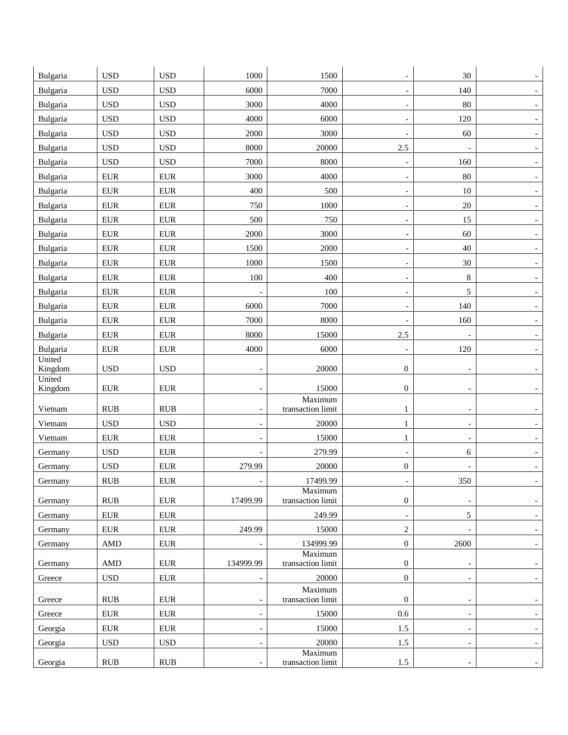| | | | | | | | |
|---|---|---|---|---|---|---|---|
| Bulgaria | USD | USD | 1000 | 1500 | - | 30 | - |
| Bulgaria | USD | USD | 6000 | 7000 | - | 140 | - |
| Bulgaria | USD | USD | 3000 | 4000 | - | 80 | - |
| Bulgaria | USD | USD | 4000 | 6000 | - | 120 | - |
| Bulgaria | USD | USD | 2000 | 3000 | - | 60 | - |
| Bulgaria | USD | USD | 8000 | 20000 | 2.5 | - | - |
| Bulgaria | USD | USD | 7000 | 8000 | - | 160 | - |
| Bulgaria | EUR | EUR | 3000 | 4000 | - | 80 | - |
| Bulgaria | EUR | EUR | 400 | 500 | - | 10 | - |
| Bulgaria | EUR | EUR | 750 | 1000 | - | 20 | - |
| Bulgaria | EUR | EUR | 500 | 750 | - | 15 | - |
| Bulgaria | EUR | EUR | 2000 | 3000 | - | 60 | - |
| Bulgaria | EUR | EUR | 1500 | 2000 | - | 40 | - |
| Bulgaria | EUR | EUR | 1000 | 1500 | - | 30 | - |
| Bulgaria | EUR | EUR | 100 | 400 | - | 8 | - |
| Bulgaria | EUR | EUR | - | 100 | - | 5 | - |
| Bulgaria | EUR | EUR | 6000 | 7000 | - | 140 | - |
| Bulgaria | EUR | EUR | 7000 | 8000 | - | 160 | - |
| Bulgaria | EUR | EUR | 8000 | 15000 | 2.5 | - | - |
| Bulgaria | EUR | EUR | 4000 | 6000 | - | 120 | - |
| United Kingdom | USD | USD | - | 20000 | 0 | - | - |
| United Kingdom | EUR | EUR | - | 15000 | 0 | - | - |
| Vietnam | RUB | RUB | - | Maximum transaction limit | 1 | - | - |
| Vietnam | USD | USD | - | 20000 | 1 | - | - |
| Vietnam | EUR | EUR | - | 15000 | 1 | - | - |
| Germany | USD | EUR | - | 279.99 | - | 6 | - |
| Germany | USD | EUR | 279.99 | 20000 | 0 | - | - |
| Germany | RUB | EUR | - | 17499.99 | - | 350 | - |
| Germany | RUB | EUR | 17499.99 | Maximum transaction limit | 0 | - | - |
| Germany | EUR | EUR | | 249.99 | - | 5 | - |
| Germany | EUR | EUR | 249.99 | 15000 | 2 | - | - |
| Germany | AMD | EUR | - | 134999.99 | 0 | 2600 | - |
| Germany | AMD | EUR | 134999.99 | Maximum transaction limit | 0 | - | - |
| Greece | USD | EUR | - | 20000 | 0 | - | - |
| Greece | RUB | EUR | - | Maximum transaction limit | 0 | - | - |
| Greece | EUR | EUR | - | 15000 | 0.6 | - | - |
| Georgia | EUR | EUR | - | 15000 | 1.5 | - | - |
| Georgia | USD | USD | - | 20000 | 1.5 | - | - |
| Georgia | RUB | RUB | - | Maximum transaction limit | 1.5 | - | - |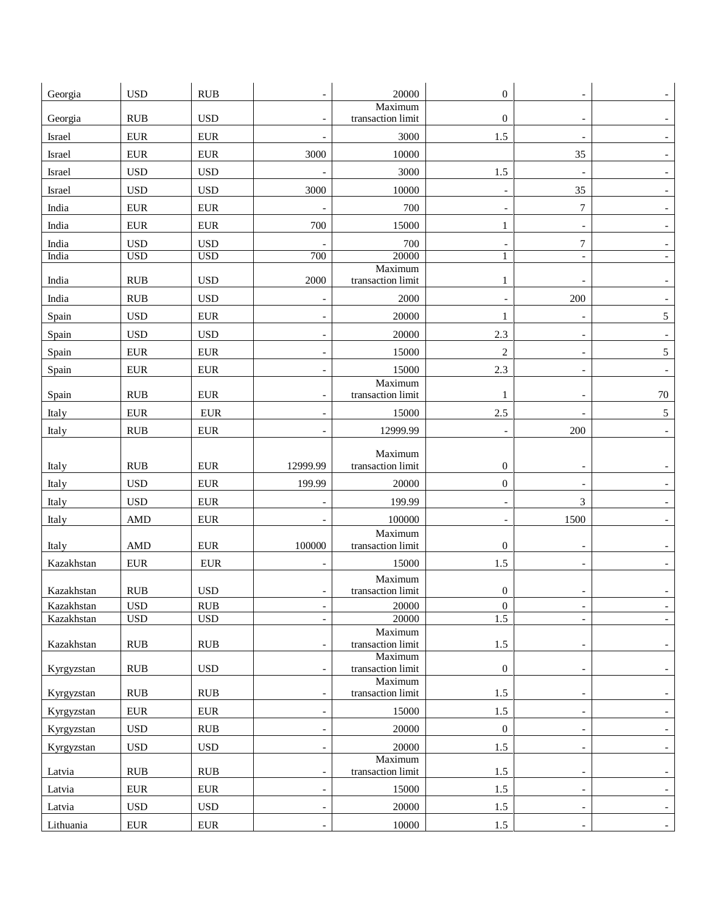| | | | | | | | |
|---|---|---|---|---|---|---|---|
| Georgia | USD | RUB | - | 20000 | 0 | - | - |
| Georgia | RUB | USD | - | Maximum transaction limit | 0 | - | - |
| Israel | EUR | EUR | - | 3000 | 1.5 | - | - |
| Israel | EUR | EUR | 3000 | 10000 | | 35 | - |
| Israel | USD | USD | - | 3000 | 1.5 | - | - |
| Israel | USD | USD | 3000 | 10000 | - | 35 | - |
| India | EUR | EUR | - | 700 | - | 7 | - |
| India | EUR | EUR | 700 | 15000 | 1 | - | - |
| India | USD | USD | - | 700 | - | 7 | - |
| India | USD | USD | 700 | 20000 | 1 | - | - |
| India | RUB | USD | 2000 | Maximum transaction limit | 1 | - | - |
| India | RUB | USD | - | 2000 | - | 200 | - |
| Spain | USD | EUR | - | 20000 | 1 | - | 5 |
| Spain | USD | USD | - | 20000 | 2.3 | - | - |
| Spain | EUR | EUR | - | 15000 | 2 | - | 5 |
| Spain | EUR | EUR | - | 15000 | 2.3 | - | - |
| Spain | RUB | EUR | - | Maximum transaction limit | 1 | - | 70 |
| Italy | EUR | EUR | - | 15000 | 2.5 | - | 5 |
| Italy | RUB | EUR | - | 12999.99 | - | 200 | - |
| Italy | RUB | EUR | 12999.99 | Maximum transaction limit | 0 | - | - |
| Italy | USD | EUR | 199.99 | 20000 | 0 | - | - |
| Italy | USD | EUR | - | 199.99 | - | 3 | - |
| Italy | AMD | EUR | - | 100000 | - | 1500 | - |
| Italy | AMD | EUR | 100000 | Maximum transaction limit | 0 | - | - |
| Kazakhstan | EUR | EUR | - | 15000 | 1.5 | - | - |
| Kazakhstan | RUB | USD | - | Maximum transaction limit | 0 | - | - |
| Kazakhstan | USD | RUB | - | 20000 | 0 | - | - |
| Kazakhstan | USD | USD | - | 20000 | 1.5 | - | - |
| Kazakhstan | RUB | RUB | - | Maximum transaction limit | 1.5 | - | - |
| Kyrgyzstan | RUB | USD | - | Maximum transaction limit | 0 | - | - |
| Kyrgyzstan | RUB | RUB | - | Maximum transaction limit | 1.5 | - | - |
| Kyrgyzstan | EUR | EUR | - | 15000 | 1.5 | - | - |
| Kyrgyzstan | USD | RUB | - | 20000 | 0 | - | - |
| Kyrgyzstan | USD | USD | - | 20000 | 1.5 | - | - |
| Latvia | RUB | RUB | - | Maximum transaction limit | 1.5 | - | - |
| Latvia | EUR | EUR | - | 15000 | 1.5 | - | - |
| Latvia | USD | USD | - | 20000 | 1.5 | - | - |
| Lithuania | EUR | EUR | - | 10000 | 1.5 | - | - |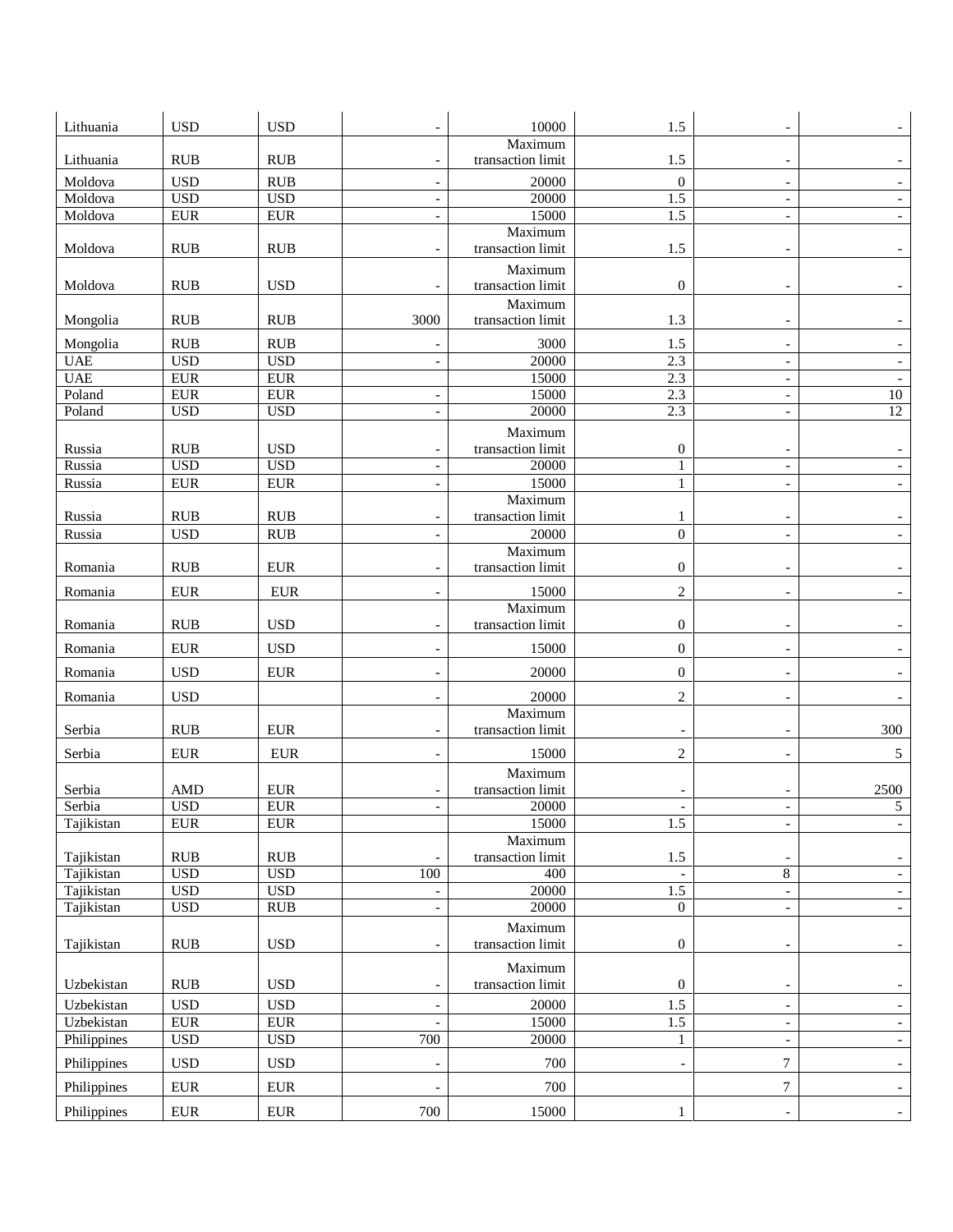| Lithuania | USD | USD | - | 10000 | 1.5 | - | - |
|---|---|---|---|---|---|---|---|
| Lithuania | RUB | RUB | - | Maximum transaction limit | 1.5 | - | - |
| Moldova | USD | RUB | - | 20000 | 0 | - | - |
| Moldova | USD | USD | - | 20000 | 1.5 | - | - |
| Moldova | EUR | EUR | - | 15000 | 1.5 | - | - |
| Moldova | RUB | RUB | - | Maximum transaction limit | 1.5 | - | - |
| Moldova | RUB | USD | - | Maximum transaction limit | 0 | - | - |
| Mongolia | RUB | RUB | 3000 | Maximum transaction limit | 1.3 | - | - |
| Mongolia | RUB | RUB | - | 3000 | 1.5 | - | - |
| UAE | USD | USD | - | 20000 | 2.3 | - | - |
| UAE | EUR | EUR | | 15000 | 2.3 | - | - |
| Poland | EUR | EUR | - | 15000 | 2.3 | - | 10 |
| Poland | USD | USD | - | 20000 | 2.3 | - | 12 |
| Russia | RUB | USD | - | Maximum transaction limit | 0 | - | - |
| Russia | USD | USD | - | 20000 | 1 | - | - |
| Russia | EUR | EUR | - | 15000 | 1 | - | - |
| Russia | RUB | RUB | - | Maximum transaction limit | 1 | - | - |
| Russia | USD | RUB | - | 20000 | 0 | - | - |
| Romania | RUB | EUR | - | Maximum transaction limit | 0 | - | - |
| Romania | EUR | EUR | - | 15000 | 2 | - | - |
| Romania | RUB | USD | - | Maximum transaction limit | 0 | - | - |
| Romania | EUR | USD | - | 15000 | 0 | - | - |
| Romania | USD | EUR | - | 20000 | 0 | - | - |
| Romania | USD | | - | 20000 | 2 | - | - |
| Serbia | RUB | EUR | - | Maximum transaction limit | - | - | 300 |
| Serbia | EUR | EUR | - | 15000 | 2 | - | 5 |
| Serbia | AMD | EUR | - | Maximum transaction limit | - | - | 2500 |
| Serbia | USD | EUR | - | 20000 | - | - | 5 |
| Tajikistan | EUR | EUR | | 15000 | 1.5 | - | - |
| Tajikistan | RUB | RUB | - | Maximum transaction limit | 1.5 | - | - |
| Tajikistan | USD | USD | 100 | 400 | - | 8 | - |
| Tajikistan | USD | USD | - | 20000 | 1.5 | - | - |
| Tajikistan | USD | RUB | - | 20000 | 0 | - | - |
| Tajikistan | RUB | USD | - | Maximum transaction limit | 0 | - | - |
| Uzbekistan | RUB | USD | - | Maximum transaction limit | 0 | - | - |
| Uzbekistan | USD | USD | - | 20000 | 1.5 | - | - |
| Uzbekistan | EUR | EUR | - | 15000 | 1.5 | - | - |
| Philippines | USD | USD | 700 | 20000 | 1 | - | - |
| Philippines | USD | USD | - | 700 | - | 7 | - |
| Philippines | EUR | EUR | - | 700 | | 7 | - |
| Philippines | EUR | EUR | 700 | 15000 | 1 | - | - |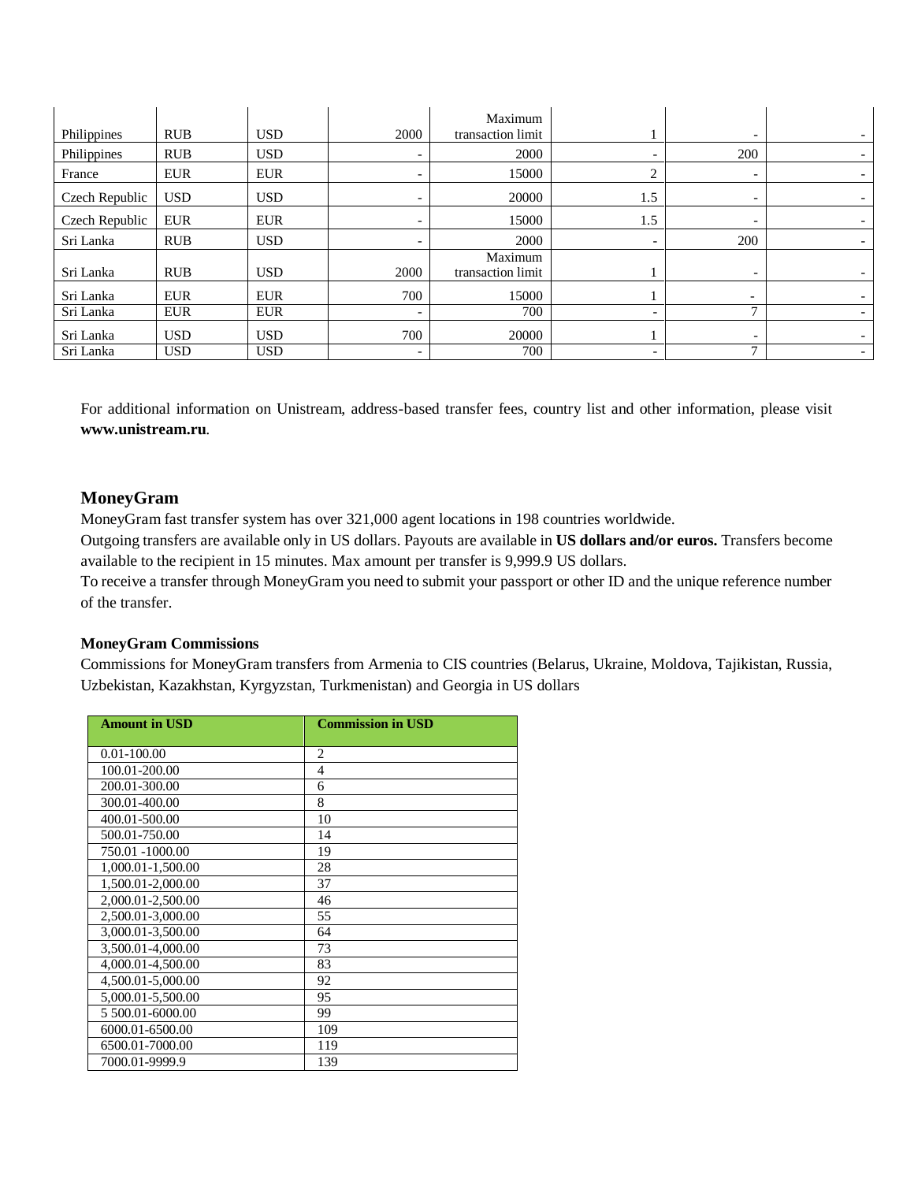| | | | | | | | |
|---|---|---|---|---|---|---|---|
| Philippines | RUB | USD | 2000 | Maximum transaction limit | 1 | - | - |
| Philippines | RUB | USD | - | 2000 | - | 200 | - |
| France | EUR | EUR | - | 15000 | 2 | - | - |
| Czech Republic | USD | USD | - | 20000 | 1.5 | - | - |
| Czech Republic | EUR | EUR | - | 15000 | 1.5 | - | - |
| Sri Lanka | RUB | USD | - | 2000 | - | 200 | - |
| Sri Lanka | RUB | USD | 2000 | Maximum transaction limit | 1 | - | - |
| Sri Lanka | EUR | EUR | 700 | 15000 | 1 | - | - |
| Sri Lanka | EUR | EUR | - | 700 | - | 7 | - |
| Sri Lanka | USD | USD | 700 | 20000 | 1 | - | - |
| Sri Lanka | USD | USD | - | 700 | - | 7 | - |

For additional information on Unistream, address-based transfer fees, country list and other information, please visit **www.unistream.ru**.

## MoneyGram

MoneyGram fast transfer system has over 321,000 agent locations in 198 countries worldwide.

Outgoing transfers are available only in US dollars. Payouts are available in **US dollars and/or euros.** Transfers become available to the recipient in 15 minutes. Max amount per transfer is 9,999.9 US dollars.

To receive a transfer through MoneyGram you need to submit your passport or other ID and the unique reference number of the transfer.

### MoneyGram Commissions

Commissions for MoneyGram transfers from Armenia to CIS countries (Belarus, Ukraine, Moldova, Tajikistan, Russia, Uzbekistan, Kazakhstan, Kyrgyzstan, Turkmenistan) and Georgia in US dollars

| Amount in USD | Commission in USD |
|---|---|
| 0.01-100.00 | 2 |
| 100.01-200.00 | 4 |
| 200.01-300.00 | 6 |
| 300.01-400.00 | 8 |
| 400.01-500.00 | 10 |
| 500.01-750.00 | 14 |
| 750.01 -1000.00 | 19 |
| 1,000.01-1,500.00 | 28 |
| 1,500.01-2,000.00 | 37 |
| 2,000.01-2,500.00 | 46 |
| 2,500.01-3,000.00 | 55 |
| 3,000.01-3,500.00 | 64 |
| 3,500.01-4,000.00 | 73 |
| 4,000.01-4,500.00 | 83 |
| 4,500.01-5,000.00 | 92 |
| 5,000.01-5,500.00 | 95 |
| 5 500.01-6000.00 | 99 |
| 6000.01-6500.00 | 109 |
| 6500.01-7000.00 | 119 |
| 7000.01-9999.9 | 139 |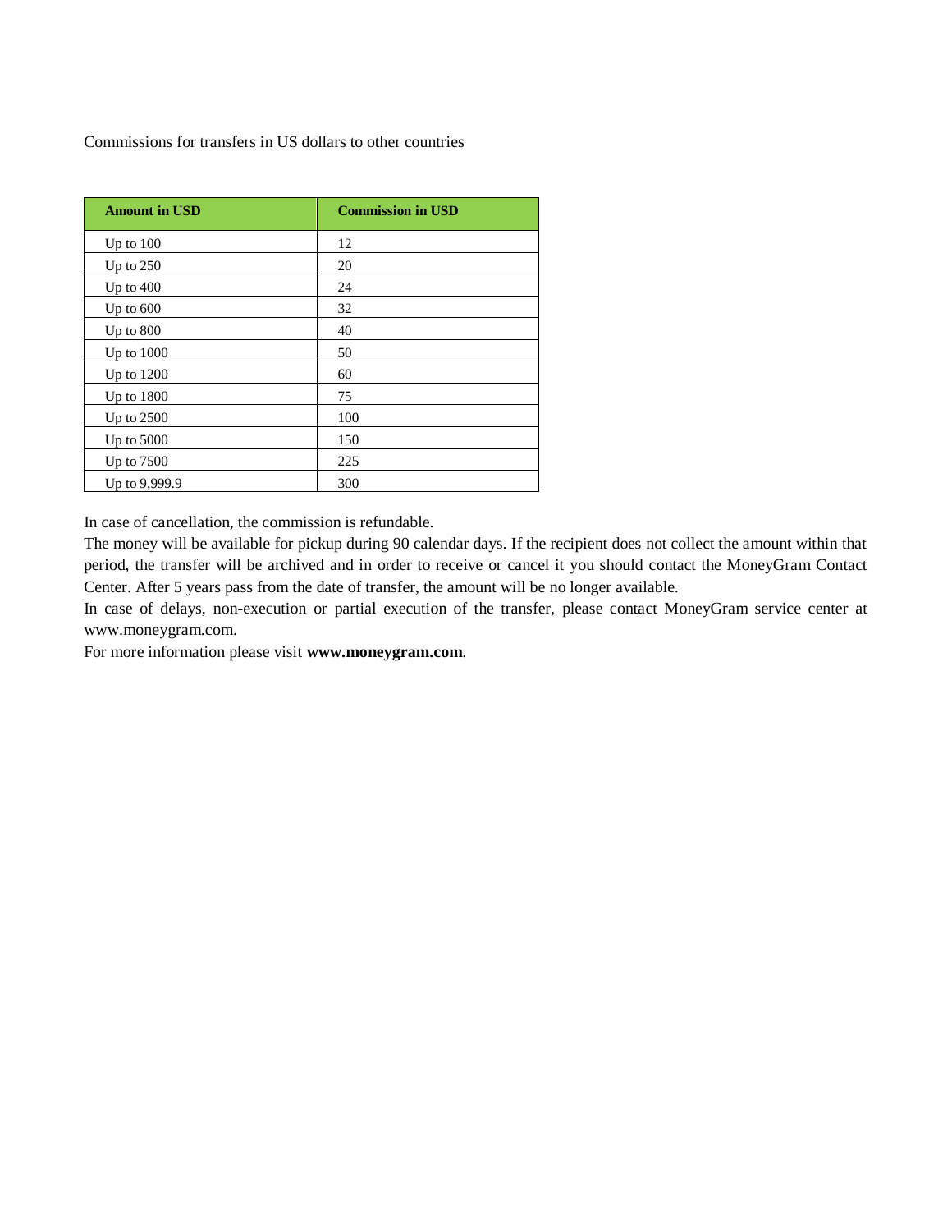Commissions for transfers in US dollars to other countries

| **Amount in USD** | **Commission in USD** |
| --- | --- |
| Up to 100 | 12 |
| Up to 250 | 20 |
| Up to 400 | 24 |
| Up to 600 | 32 |
| Up to 800 | 40 |
| Up to 1000 | 50 |
| Up to 1200 | 60 |
| Up to 1800 | 75 |
| Up to 2500 | 100 |
| Up to 5000 | 150 |
| Up to 7500 | 225 |
| Up to 9,999.9 | 300 |

In case of cancellation, the commission is refundable.

The money will be available for pickup during 90 calendar days. If the recipient does not collect the amount within that period, the transfer will be archived and in order to receive or cancel it you should contact the MoneyGram Contact Center. After 5 years pass from the date of transfer, the amount will be no longer available.

In case of delays, non-execution or partial execution of the transfer, please contact MoneyGram service center at www.moneygram.com.

For more information please visit **www.moneygram.com**.